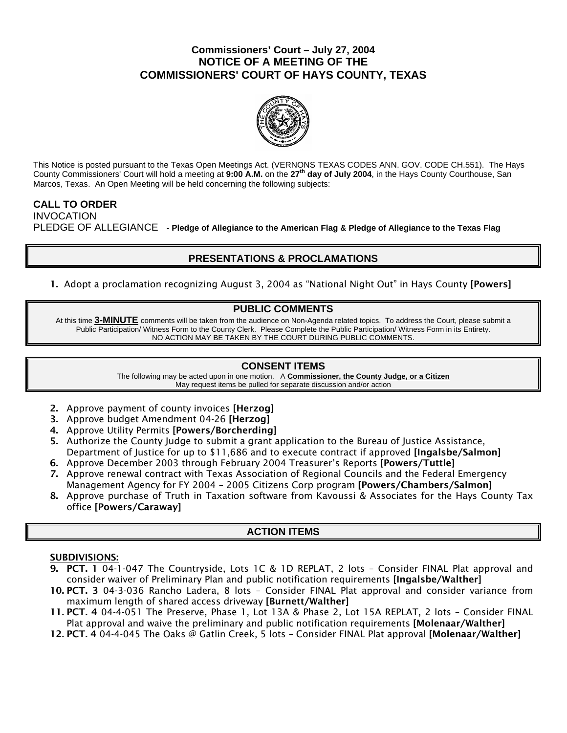# Commissioners' Court – July 27, 2004
# NOTICE OF A MEETING OF THE COMMISSIONERS' COURT OF HAYS COUNTY, TEXAS

This Notice is posted pursuant to the Texas Open Meetings Act. (VERNONS TEXAS CODES ANN. GOV. CODE CH.551). The Hays County Commissioners' Court will hold a meeting at **9:00 A.M.** on the **27th day of July 2004**, in the Hays County Courthouse, San Marcos, Texas. An Open Meeting will be held concerning the following subjects:

**CALL TO ORDER**

INVOCATION

PLEDGE OF ALLEGIANCE - **Pledge of Allegiance to the American Flag & Pledge of Allegiance to the Texas Flag**

## PRESENTATIONS & PROCLAMATIONS

1. Adopt a proclamation recognizing August 3, 2004 as "National Night Out" in Hays County **[Powers]**

## PUBLIC COMMENTS

At this time **3-MINUTE** comments will be taken from the audience on Non-Agenda related topics. To address the Court, please submit a Public Participation/ Witness Form to the County Clerk. Please Complete the Public Participation/ Witness Form in its Entirety. NO ACTION MAY BE TAKEN BY THE COURT DURING PUBLIC COMMENTS.

## CONSENT ITEMS

The following may be acted upon in one motion. A **Commissioner, the County Judge, or a Citizen** May request items be pulled for separate discussion and/or action

2. Approve payment of county invoices **[Herzog]**
3. Approve budget Amendment 04-26 **[Herzog]**
4. Approve Utility Permits **[Powers/Borcherding]**
5. Authorize the County Judge to submit a grant application to the Bureau of Justice Assistance, Department of Justice for up to $11,686 and to execute contract if approved **[Ingalsbe/Salmon]**
6. Approve December 2003 through February 2004 Treasurer's Reports **[Powers/Tuttle]**
7. Approve renewal contract with Texas Association of Regional Councils and the Federal Emergency Management Agency for FY 2004 – 2005 Citizens Corp program **[Powers/Chambers/Salmon]**
8. Approve purchase of Truth in Taxation software from Kavoussi & Associates for the Hays County Tax office **[Powers/Caraway]**

## ACTION ITEMS

**SUBDIVISIONS:**

9. **PCT. 1** 04-1-047 The Countryside, Lots 1C & 1D REPLAT, 2 lots – Consider FINAL Plat approval and consider waiver of Preliminary Plan and public notification requirements **[Ingalsbe/Walther]**
10. **PCT. 3** 04-3-036 Rancho Ladera, 8 lots – Consider FINAL Plat approval and consider variance from maximum length of shared access driveway **[Burnett/Walther]**
11. **PCT. 4** 04-4-051 The Preserve, Phase 1, Lot 13A & Phase 2, Lot 15A REPLAT, 2 lots – Consider FINAL Plat approval and waive the preliminary and public notification requirements **[Molenaar/Walther]**
12. **PCT. 4** 04-4-045 The Oaks @ Gatlin Creek, 5 lots – Consider FINAL Plat approval **[Molenaar/Walther]**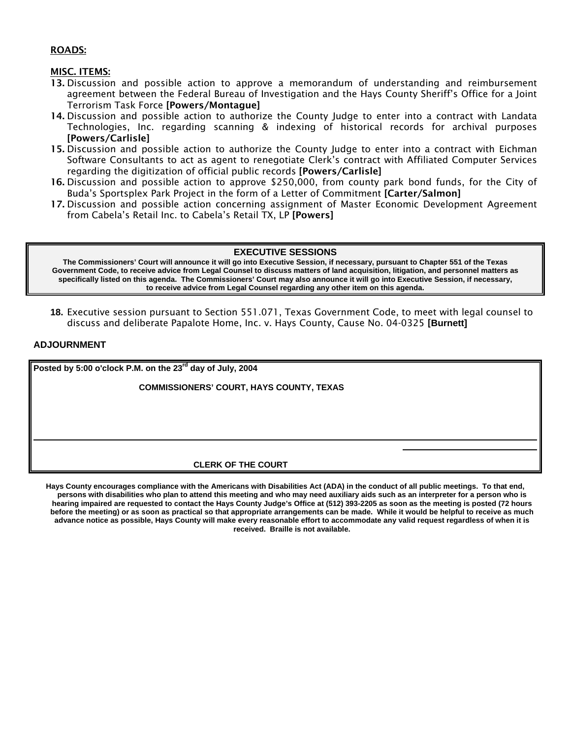**ROADS:**

**MISC. ITEMS:**

13. Discussion and possible action to approve a memorandum of understanding and reimbursement agreement between the Federal Bureau of Investigation and the Hays County Sheriff's Office for a Joint Terrorism Task Force **[Powers/Montague]**
14. Discussion and possible action to authorize the County Judge to enter into a contract with Landata Technologies, Inc. regarding scanning & indexing of historical records for archival purposes **[Powers/Carlisle]**
15. Discussion and possible action to authorize the County Judge to enter into a contract with Eichman Software Consultants to act as agent to renegotiate Clerk's contract with Affiliated Computer Services regarding the digitization of official public records **[Powers/Carlisle]**
16. Discussion and possible action to approve $250,000, from county park bond funds, for the City of Buda's Sportsplex Park Project in the form of a Letter of Commitment **[Carter/Salmon]**
17. Discussion and possible action concerning assignment of Master Economic Development Agreement from Cabela's Retail Inc. to Cabela's Retail TX, LP **[Powers]**

**EXECUTIVE SESSIONS**

**The Commissioners' Court will announce it will go into Executive Session, if necessary, pursuant to Chapter 551 of the Texas Government Code, to receive advice from Legal Counsel to discuss matters of land acquisition, litigation, and personnel matters as specifically listed on this agenda. The Commissioners' Court may also announce it will go into Executive Session, if necessary, to receive advice from Legal Counsel regarding any other item on this agenda.**

18. Executive session pursuant to Section 551.071, Texas Government Code, to meet with legal counsel to discuss and deliberate Papalote Home, Inc. v. Hays County, Cause No. 04-0325 **[Burnett]**

**ADJOURNMENT**

**Posted by 5:00 o'clock P.M. on the 23rd day of July, 2004**

**COMMISSIONERS' COURT, HAYS COUNTY, TEXAS**

**CLERK OF THE COURT**

**Hays County encourages compliance with the Americans with Disabilities Act (ADA) in the conduct of all public meetings. To that end, persons with disabilities who plan to attend this meeting and who may need auxiliary aids such as an interpreter for a person who is hearing impaired are requested to contact the Hays County Judge's Office at (512) 393-2205 as soon as the meeting is posted (72 hours before the meeting) or as soon as practical so that appropriate arrangements can be made. While it would be helpful to receive as much advance notice as possible, Hays County will make every reasonable effort to accommodate any valid request regardless of when it is received. Braille is not available.**